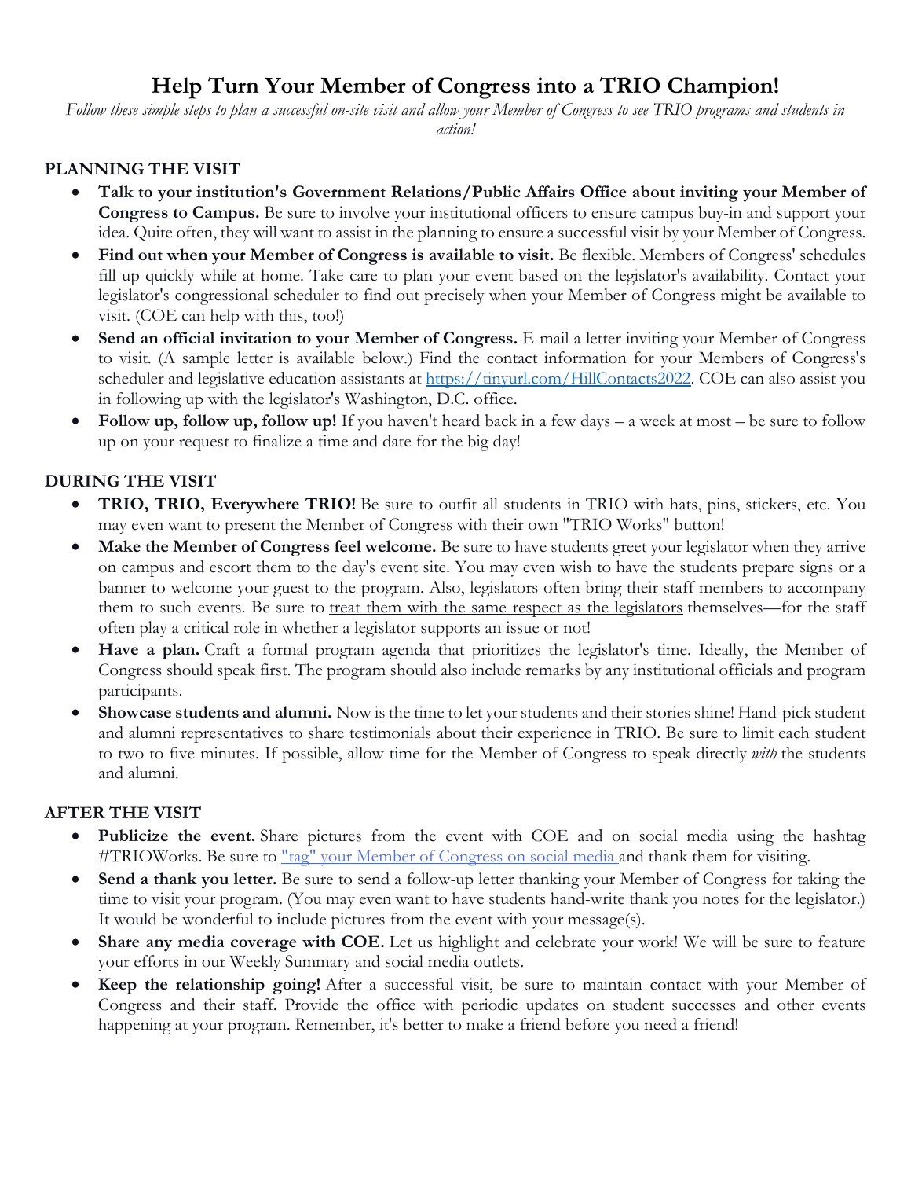# Help Turn Your Member of Congress into a TRIO Champion!

*Follow these simple steps to plan a successful on-site visit and allow your Member of Congress to see TRIO programs and students in action!*

## PLANNING THE VISIT

- **Talk to your institution's Government Relations/Public Affairs Office about inviting your Member of Congress to Campus.** Be sure to involve your institutional officers to ensure campus buy-in and support your idea. Quite often, they will want to assist in the planning to ensure a successful visit by your Member of Congress.
- **Find out when your Member of Congress is available to visit.** Be flexible. Members of Congress' schedules fill up quickly while at home. Take care to plan your event based on the legislator's availability. Contact your legislator's congressional scheduler to find out precisely when your Member of Congress might be available to visit. (COE can help with this, too!)
- **Send an official invitation to your Member of Congress.** E-mail a letter inviting your Member of Congress to visit. (A sample letter is available below.) Find the contact information for your Members of Congress's scheduler and legislative education assistants at [https://tinyurl.com/HillContacts2022](https://tinyurl.com/HillContacts2022). COE can also assist you in following up with the legislator's Washington, D.C. office.
- **Follow up, follow up, follow up!** If you haven't heard back in a few days – a week at most – be sure to follow up on your request to finalize a time and date for the big day!

## DURING THE VISIT

- **TRIO, TRIO, Everywhere TRIO!** Be sure to outfit all students in TRIO with hats, pins, stickers, etc. You may even want to present the Member of Congress with their own "TRIO Works" button!
- **Make the Member of Congress feel welcome.** Be sure to have students greet your legislator when they arrive on campus and escort them to the day's event site. You may even wish to have the students prepare signs or a banner to welcome your guest to the program. Also, legislators often bring their staff members to accompany them to such events. Be sure to <u>treat them with the same respect as the legislators</u> themselves—for the staff often play a critical role in whether a legislator supports an issue or not!
- **Have a plan.** Craft a formal program agenda that prioritizes the legislator's time. Ideally, the Member of Congress should speak first. The program should also include remarks by any institutional officials and program participants.
- **Showcase students and alumni.** Now is the time to let your students and their stories shine! Hand-pick student and alumni representatives to share testimonials about their experience in TRIO. Be sure to limit each student to two to five minutes. If possible, allow time for the Member of Congress to speak directly *with* the students and alumni.

## AFTER THE VISIT

- **Publicize the event.** Share pictures from the event with COE and on social media using the hashtag #TRIOWorks. Be sure to ["tag" your Member of Congress on social media](#) and thank them for visiting.
- **Send a thank you letter.** Be sure to send a follow-up letter thanking your Member of Congress for taking the time to visit your program. (You may even want to have students hand-write thank you notes for the legislator.) It would be wonderful to include pictures from the event with your message(s).
- **Share any media coverage with COE.** Let us highlight and celebrate your work! We will be sure to feature your efforts in our Weekly Summary and social media outlets.
- **Keep the relationship going!** After a successful visit, be sure to maintain contact with your Member of Congress and their staff. Provide the office with periodic updates on student successes and other events happening at your program. Remember, it's better to make a friend before you need a friend!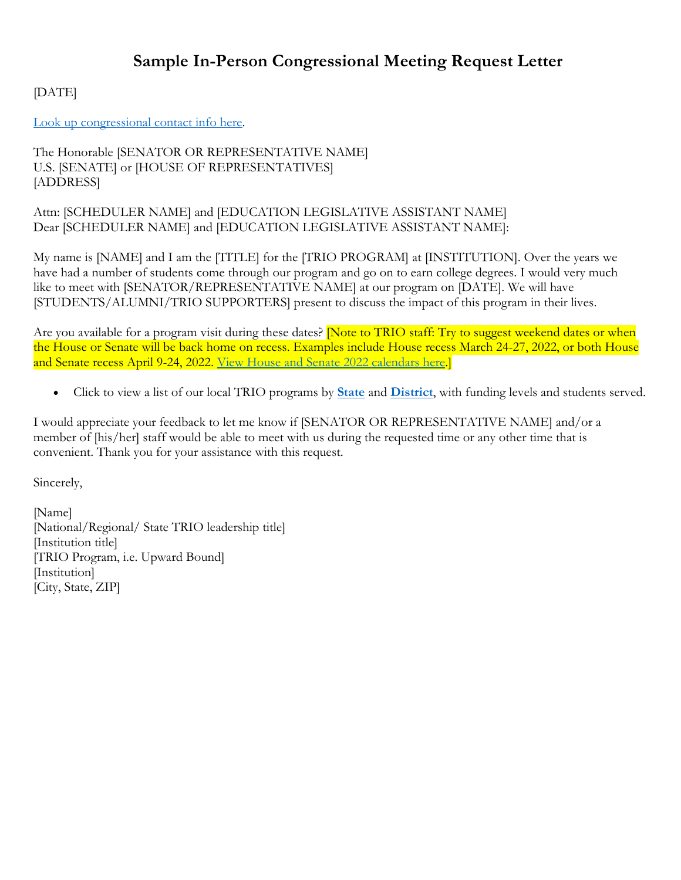# Sample In-Person Congressional Meeting Request Letter

[DATE]

Look up congressional contact info here.

The Honorable [SENATOR OR REPRESENTATIVE NAME]
U.S. [SENATE] or [HOUSE OF REPRESENTATIVES]
[ADDRESS]

Attn: [SCHEDULER NAME] and [EDUCATION LEGISLATIVE ASSISTANT NAME]
Dear [SCHEDULER NAME] and [EDUCATION LEGISLATIVE ASSISTANT NAME]:

My name is [NAME] and I am the [TITLE] for the [TRIO PROGRAM] at [INSTITUTION]. Over the years we have had a number of students come through our program and go on to earn college degrees. I would very much like to meet with [SENATOR/REPRESENTATIVE NAME] at our program on [DATE]. We will have [STUDENTS/ALUMNI/TRIO SUPPORTERS] present to discuss the impact of this program in their lives.

Are you available for a program visit during these dates? [Note to TRIO staff: Try to suggest weekend dates or when the House or Senate will be back home on recess. Examples include House recess March 24-27, 2022, or both House and Senate recess April 9-24, 2022. View House and Senate 2022 calendars here.]

- Click to view a list of our local TRIO programs by **State** and **District**, with funding levels and students served.

I would appreciate your feedback to let me know if [SENATOR OR REPRESENTATIVE NAME] and/or a member of [his/her] staff would be able to meet with us during the requested time or any other time that is convenient. Thank you for your assistance with this request.

Sincerely,

[Name]
[National/Regional/ State TRIO leadership title]
[Institution title]
[TRIO Program, i.e. Upward Bound]
[Institution]
[City, State, ZIP]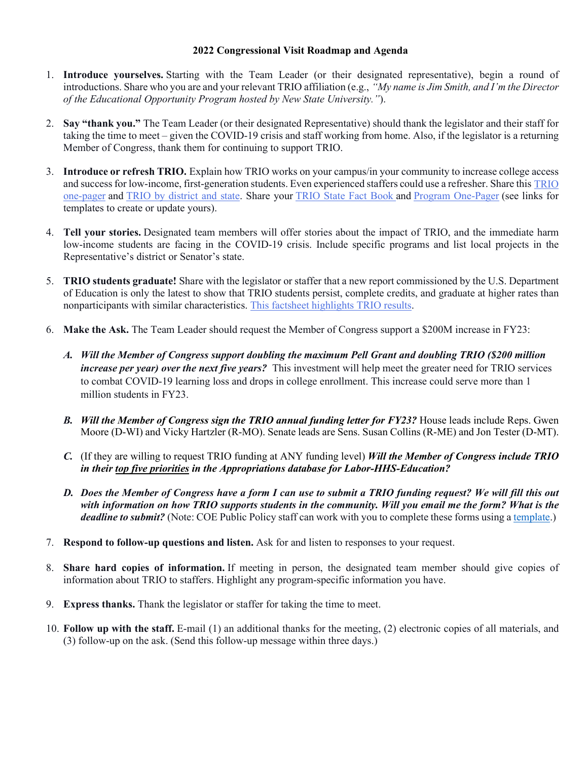# 2022 Congressional Visit Roadmap and Agenda

1. **Introduce yourselves.** Starting with the Team Leader (or their designated representative), begin a round of introductions. Share who you are and your relevant TRIO affiliation (e.g., *"My name is Jim Smith, and I'm the Director of the Educational Opportunity Program hosted by New State University."*).

2. **Say "thank you."** The Team Leader (or their designated Representative) should thank the legislator and their staff for taking the time to meet – given the COVID-19 crisis and staff working from home. Also, if the legislator is a returning Member of Congress, thank them for continuing to support TRIO.

3. **Introduce or refresh TRIO.** Explain how TRIO works on your campus/in your community to increase college access and success for low-income, first-generation students. Even experienced staffers could use a refresher. Share this TRIO one-pager and TRIO by district and state. Share your TRIO State Fact Book and Program One-Pager (see links for templates to create or update yours).

4. **Tell your stories.** Designated team members will offer stories about the impact of TRIO, and the immediate harm low-income students are facing in the COVID-19 crisis. Include specific programs and list local projects in the Representative's district or Senator's state.

5. **TRIO students graduate!** Share with the legislator or staffer that a new report commissioned by the U.S. Department of Education is only the latest to show that TRIO students persist, complete credits, and graduate at higher rates than nonparticipants with similar characteristics. This factsheet highlights TRIO results.

6. **Make the Ask.** The Team Leader should request the Member of Congress support a $200M increase in FY23:

   **A.** ***Will the Member of Congress support doubling the maximum Pell Grant and doubling TRIO ($200 million increase per year) over the next five years?*** This investment will help meet the greater need for TRIO services to combat COVID-19 learning loss and drops in college enrollment. This increase could serve more than 1 million students in FY23.

   **B.** ***Will the Member of Congress sign the TRIO annual funding letter for FY23?*** House leads include Reps. Gwen Moore (D-WI) and Vicky Hartzler (R-MO). Senate leads are Sens. Susan Collins (R-ME) and Jon Tester (D-MT).

   **C.** (If they are willing to request TRIO funding at ANY funding level) ***Will the Member of Congress include TRIO in their top five priorities in the Appropriations database for Labor-HHS-Education?***

   **D.** ***Does the Member of Congress have a form I can use to submit a TRIO funding request? We will fill this out with information on how TRIO supports students in the community. Will you email me the form? What is the deadline to submit?*** (Note: COE Public Policy staff can work with you to complete these forms using a template.)

7. **Respond to follow-up questions and listen.** Ask for and listen to responses to your request.

8. **Share hard copies of information.** If meeting in person, the designated team member should give copies of information about TRIO to staffers. Highlight any program-specific information you have.

9. **Express thanks.** Thank the legislator or staffer for taking the time to meet.

10. **Follow up with the staff.** E-mail (1) an additional thanks for the meeting, (2) electronic copies of all materials, and (3) follow-up on the ask. (Send this follow-up message within three days.)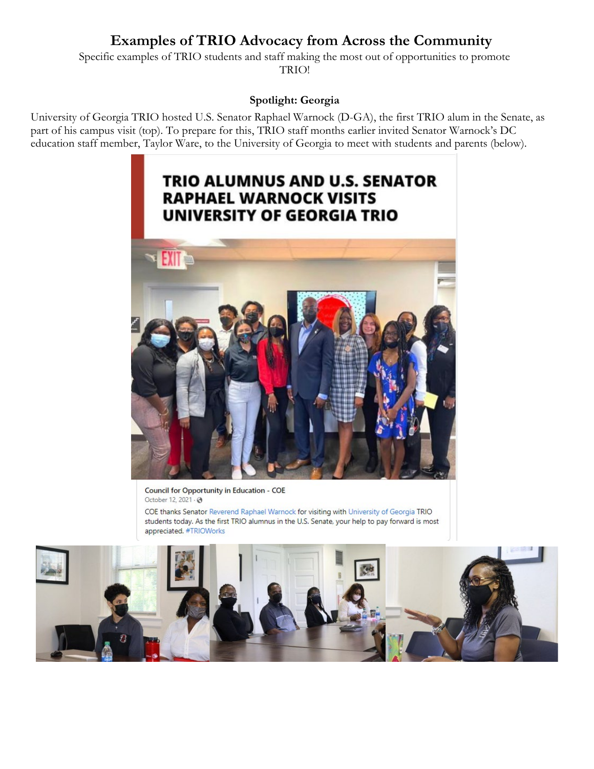# Examples of TRIO Advocacy from Across the Community

Specific examples of TRIO students and staff making the most out of opportunities to promote TRIO!

### Spotlight: Georgia

University of Georgia TRIO hosted U.S. Senator Raphael Warnock (D-GA), the first TRIO alum in the Senate, as part of his campus visit (top). To prepare for this, TRIO staff months earlier invited Senator Warnock's DC education staff member, Taylor Ware, to the University of Georgia to meet with students and parents (below).

**TRIO ALUMNUS AND U.S. SENATOR RAPHAEL WARNOCK VISITS UNIVERSITY OF GEORGIA TRIO**

Council for Opportunity in Education - COE
October 12, 2021

COE thanks Senator Reverend Raphael Warnock for visiting with University of Georgia TRIO students today. As the first TRIO alumnus in the U.S. Senate, your help to pay forward is most appreciated. #TRIOWorks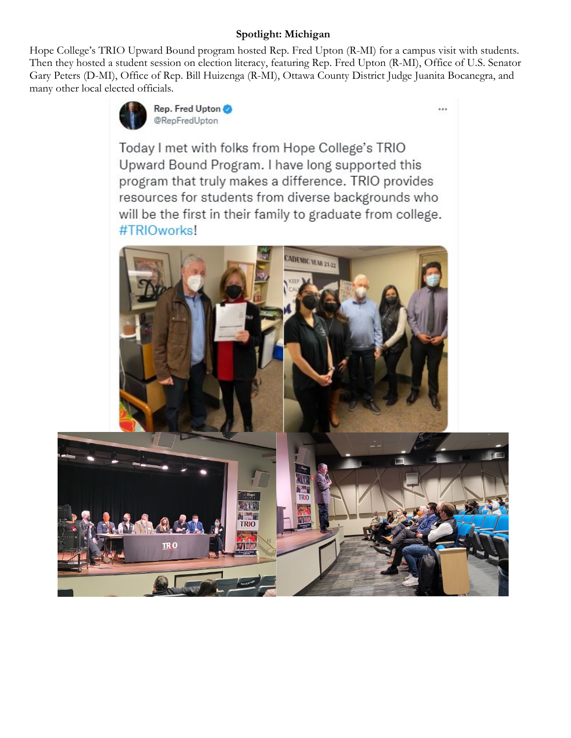**Spotlight: Michigan**

Hope College's TRIO Upward Bound program hosted Rep. Fred Upton (R-MI) for a campus visit with students. Then they hosted a student session on election literacy, featuring Rep. Fred Upton (R-MI), Office of U.S. Senator Gary Peters (D-MI), Office of Rep. Bill Huizenga (R-MI), Ottawa County District Judge Juanita Bocanegra, and many other local elected officials.

Rep. Fred Upton
@RepFredUpton

Today I met with folks from Hope College's TRIO Upward Bound Program. I have long supported this program that truly makes a difference. TRIO provides resources for students from diverse backgrounds who will be the first in their family to graduate from college. #TRIOworks!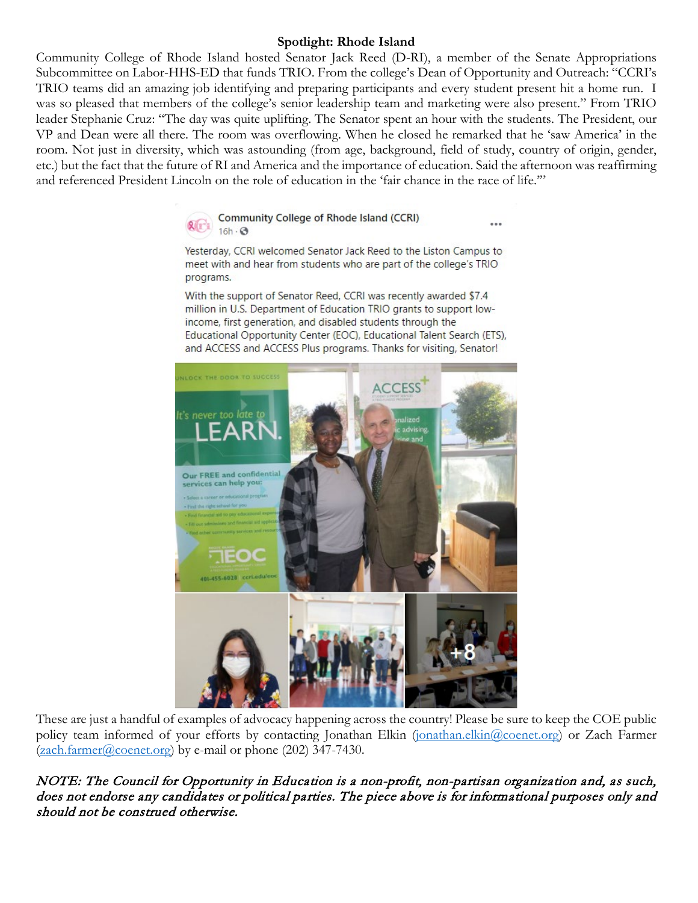**Spotlight: Rhode Island**

Community College of Rhode Island hosted Senator Jack Reed (D-RI), a member of the Senate Appropriations Subcommittee on Labor-HHS-ED that funds TRIO. From the college's Dean of Opportunity and Outreach: "CCRI's TRIO teams did an amazing job identifying and preparing participants and every student present hit a home run. I was so pleased that members of the college's senior leadership team and marketing were also present." From TRIO leader Stephanie Cruz: "The day was quite uplifting. The Senator spent an hour with the students. The President, our VP and Dean were all there. The room was overflowing. When he closed he remarked that he 'saw America' in the room. Not just in diversity, which was astounding (from age, background, field of study, country of origin, gender, etc.) but the fact that the future of RI and America and the importance of education. Said the afternoon was reaffirming and referenced President Lincoln on the role of education in the 'fair chance in the race of life.'"

Community College of Rhode Island (CCRI)
16h

Yesterday, CCRI welcomed Senator Jack Reed to the Liston Campus to meet with and hear from students who are part of the college's TRIO programs.

With the support of Senator Reed, CCRI was recently awarded $7.4 million in U.S. Department of Education TRIO grants to support low-income, first generation, and disabled students through the Educational Opportunity Center (EOC), Educational Talent Search (ETS), and ACCESS and ACCESS Plus programs. Thanks for visiting, Senator!

These are just a handful of examples of advocacy happening across the country! Please be sure to keep the COE public policy team informed of your efforts by contacting Jonathan Elkin (jonathan.elkin@coenet.org) or Zach Farmer (zach.farmer@coenet.org) by e-mail or phone (202) 347-7430.

*NOTE: The Council for Opportunity in Education is a non-profit, non-partisan organization and, as such, does not endorse any candidates or political parties. The piece above is for informational purposes only and should not be construed otherwise.*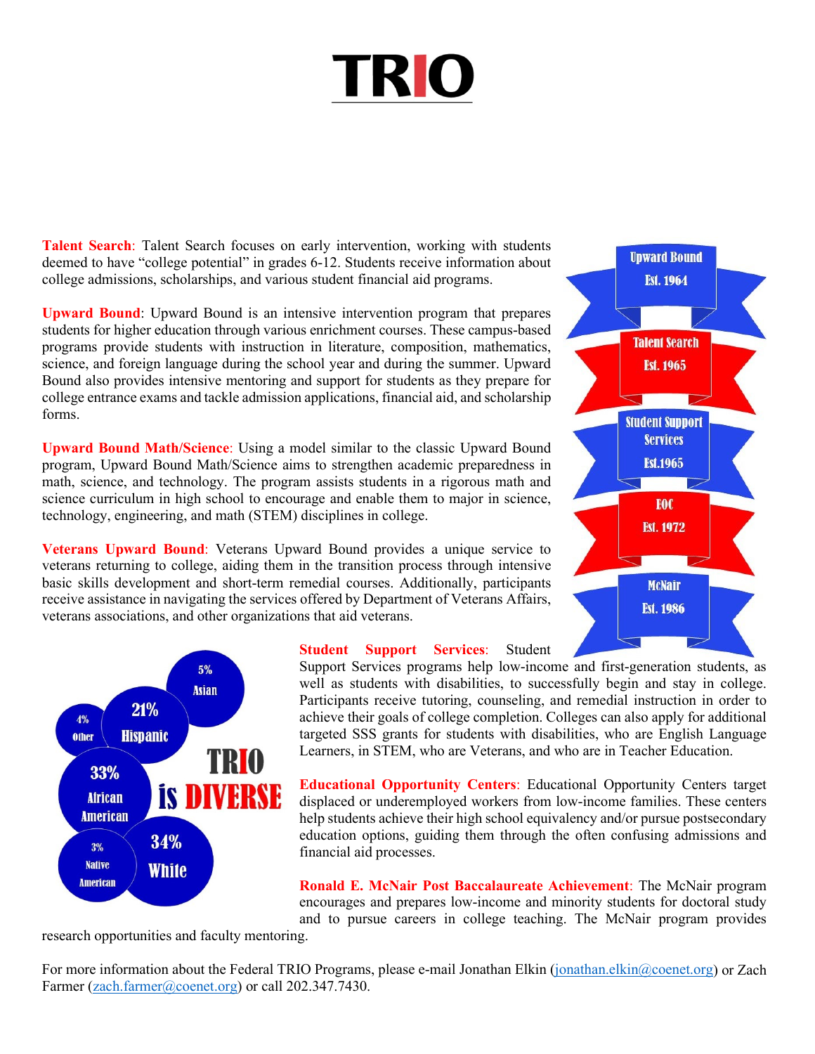# TRIO

Upward Bound
Est. 1964

Talent Search
Est. 1965

Student Support Services
Est.1965

EOC
Est. 1972

McNair
Est. 1986

**Talent Search**: Talent Search focuses on early intervention, working with students deemed to have "college potential" in grades 6-12. Students receive information about college admissions, scholarships, and various student financial aid programs.

**Upward Bound**: Upward Bound is an intensive intervention program that prepares students for higher education through various enrichment courses. These campus-based programs provide students with instruction in literature, composition, mathematics, science, and foreign language during the school year and during the summer. Upward Bound also provides intensive mentoring and support for students as they prepare for college entrance exams and tackle admission applications, financial aid, and scholarship forms.

**Upward Bound Math/Science**: Using a model similar to the classic Upward Bound program, Upward Bound Math/Science aims to strengthen academic preparedness in math, science, and technology. The program assists students in a rigorous math and science curriculum in high school to encourage and enable them to major in science, technology, engineering, and math (STEM) disciplines in college.

**Veterans Upward Bound**: Veterans Upward Bound provides a unique service to veterans returning to college, aiding them in the transition process through intensive basic skills development and short-term remedial courses. Additionally, participants receive assistance in navigating the services offered by Department of Veterans Affairs, veterans associations, and other organizations that aid veterans.

TRIO is DIVERSE

5% Asian

21% Hispanic

4% Other

33% African American

3% Native American

34% White

**Student Support Services**: Student Support Services programs help low-income and first-generation students, as well as students with disabilities, to successfully begin and stay in college. Participants receive tutoring, counseling, and remedial instruction in order to achieve their goals of college completion. Colleges can also apply for additional targeted SSS grants for students with disabilities, who are English Language Learners, in STEM, who are Veterans, and who are in Teacher Education.

**Educational Opportunity Centers**: Educational Opportunity Centers target displaced or underemployed workers from low-income families. These centers help students achieve their high school equivalency and/or pursue postsecondary education options, guiding them through the often confusing admissions and financial aid processes.

**Ronald E. McNair Post Baccalaureate Achievement**: The McNair program encourages and prepares low-income and minority students for doctoral study and to pursue careers in college teaching. The McNair program provides research opportunities and faculty mentoring.

For more information about the Federal TRIO Programs, please e-mail Jonathan Elkin (jonathan.elkin@coenet.org) or Zach Farmer (zach.farmer@coenet.org) or call 202.347.7430.